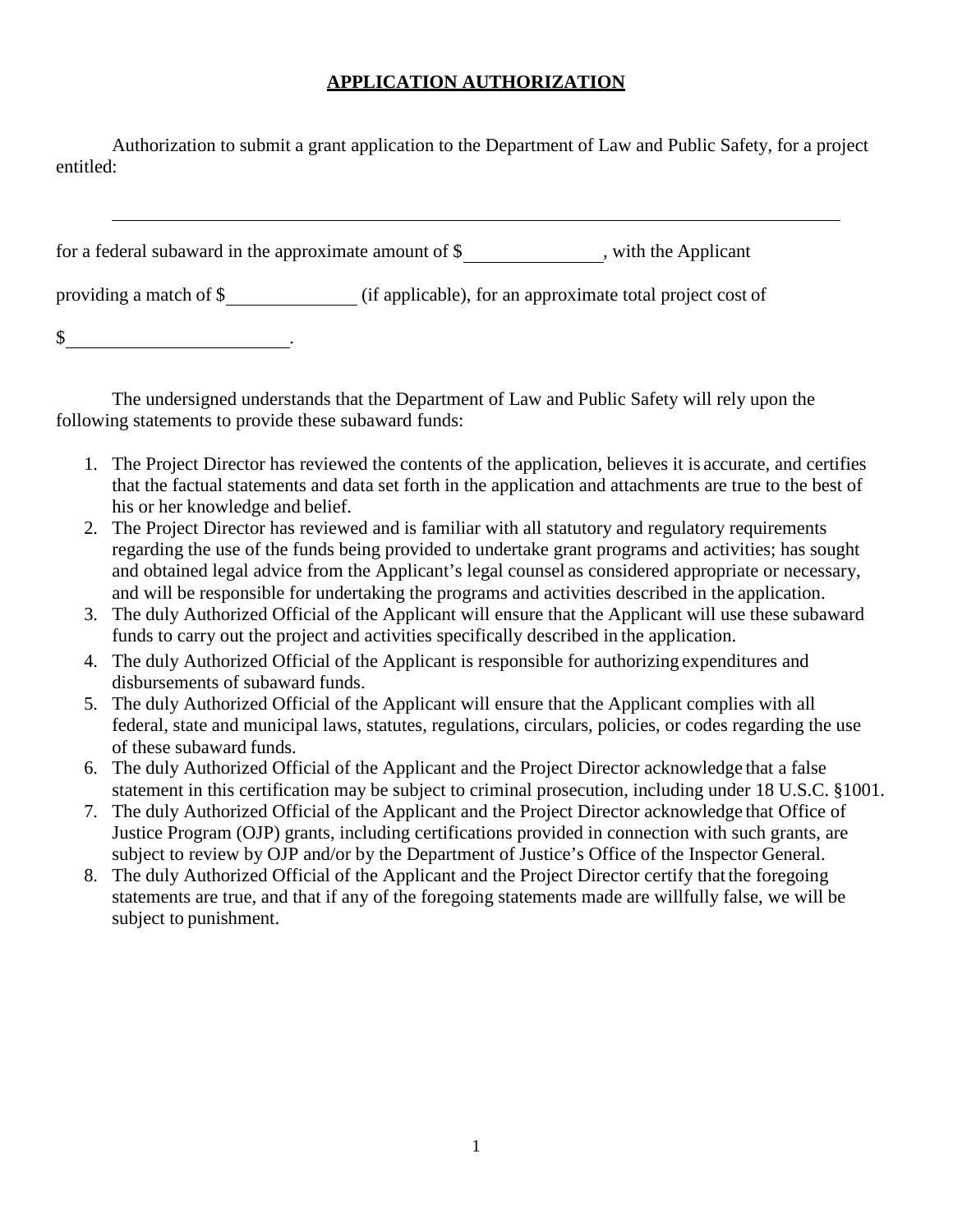## APPLICATION AUTHORIZATION

Authorization to submit a grant application to the Department of Law and Public Safety, for a project entitled:

\_\_\_\_\_\_\_\_\_\_\_\_\_\_\_\_\_\_\_\_\_\_\_\_\_\_\_\_\_\_\_\_\_\_\_\_\_\_\_\_\_\_\_\_\_\_\_\_\_\_\_\_\_\_\_\_\_\_\_\_\_\_\_\_\_\_\_\_\_\_\_\_

for a federal subaward in the approximate amount of $\_\_\_\_\_\_\_\_\_\_\_\_\_\_, with the Applicant

providing a match of $\_\_\_\_\_\_\_\_\_\_\_\_\_\_ (if applicable), for an approximate total project cost of

$\_\_\_\_\_\_\_\_\_\_\_\_\_\_\_\_\_\_\_\_\_\_.

The undersigned understands that the Department of Law and Public Safety will rely upon the following statements to provide these subaward funds:

1. The Project Director has reviewed the contents of the application, believes it is accurate, and certifies that the factual statements and data set forth in the application and attachments are true to the best of his or her knowledge and belief.
2. The Project Director has reviewed and is familiar with all statutory and regulatory requirements regarding the use of the funds being provided to undertake grant programs and activities; has sought and obtained legal advice from the Applicant's legal counsel as considered appropriate or necessary, and will be responsible for undertaking the programs and activities described in the application.
3. The duly Authorized Official of the Applicant will ensure that the Applicant will use these subaward funds to carry out the project and activities specifically described in the application.
4. The duly Authorized Official of the Applicant is responsible for authorizing expenditures and disbursements of subaward funds.
5. The duly Authorized Official of the Applicant will ensure that the Applicant complies with all federal, state and municipal laws, statutes, regulations, circulars, policies, or codes regarding the use of these subaward funds.
6. The duly Authorized Official of the Applicant and the Project Director acknowledge that a false statement in this certification may be subject to criminal prosecution, including under 18 U.S.C. §1001.
7. The duly Authorized Official of the Applicant and the Project Director acknowledge that Office of Justice Program (OJP) grants, including certifications provided in connection with such grants, are subject to review by OJP and/or by the Department of Justice's Office of the Inspector General.
8. The duly Authorized Official of the Applicant and the Project Director certify that the foregoing statements are true, and that if any of the foregoing statements made are willfully false, we will be subject to punishment.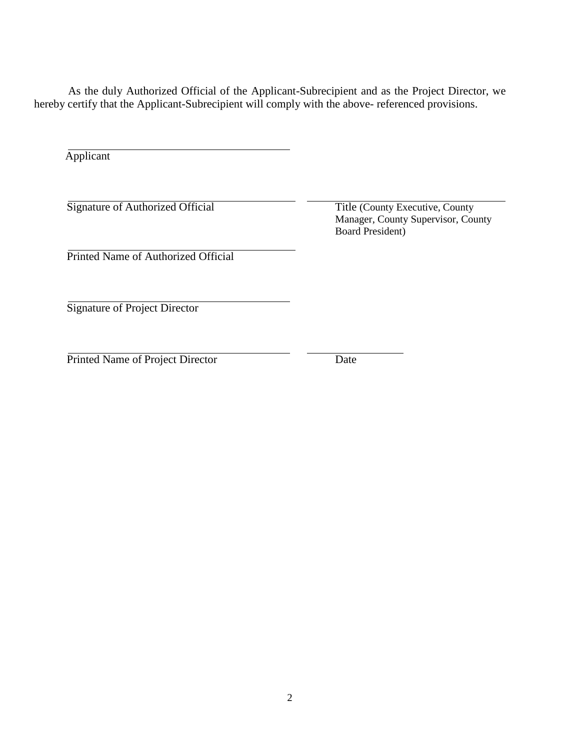As the duly Authorized Official of the Applicant-Subrecipient and as the Project Director, we hereby certify that the Applicant-Subrecipient will comply with the above- referenced provisions.

\_\_\_\_\_\_\_\_\_\_\_\_\_\_\_\_\_\_\_\_\_\_\_\_\_\_\_\_\_\_\_\_\_\_\_\_\_\_\_\_
Applicant

\_\_\_\_\_\_\_\_\_\_\_\_\_\_\_\_\_\_\_\_\_\_\_\_\_\_\_\_\_\_\_\_\_\_\_\_\_\_\_\_
Signature of Authorized Official

\_\_\_\_\_\_\_\_\_\_\_\_\_\_\_\_\_\_\_\_\_\_\_\_\_\_\_\_\_\_\_\_\_\_\_\_
Title (County Executive, County Manager, County Supervisor, County Board President)

\_\_\_\_\_\_\_\_\_\_\_\_\_\_\_\_\_\_\_\_\_\_\_\_\_\_\_\_\_\_\_\_\_\_\_\_\_\_\_\_
Printed Name of Authorized Official

\_\_\_\_\_\_\_\_\_\_\_\_\_\_\_\_\_\_\_\_\_\_\_\_\_\_\_\_\_\_\_\_\_\_\_\_\_\_\_\_
Signature of Project Director

\_\_\_\_\_\_\_\_\_\_\_\_\_\_\_\_\_\_\_\_\_\_\_\_\_\_\_\_\_\_\_\_\_\_\_\_\_\_\_\_
Printed Name of Project Director

\_\_\_\_\_\_\_\_\_\_\_\_\_\_\_\_\_\_
Date